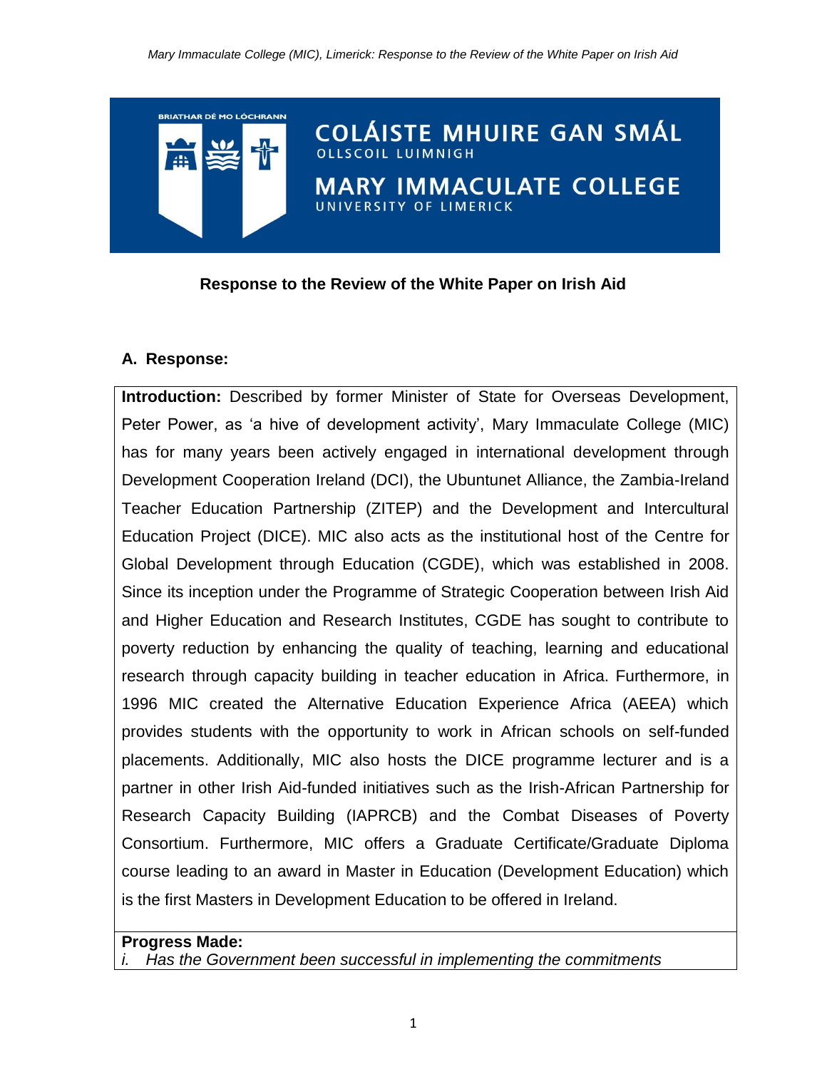COLÁISTE MHUIRE GAN SMÁL
OLLSCOIL LUIMNIGH

MARY IMMACULATE COLLEGE
UNIVERSITY OF LIMERICK

BRIATHAR DÉ MO LÓCHRANN

# Response to the Review of the White Paper on Irish Aid

## A. Response:

**Introduction:** Described by former Minister of State for Overseas Development, Peter Power, as 'a hive of development activity', Mary Immaculate College (MIC) has for many years been actively engaged in international development through Development Cooperation Ireland (DCI), the Ubuntunet Alliance, the Zambia-Ireland Teacher Education Partnership (ZITEP) and the Development and Intercultural Education Project (DICE). MIC also acts as the institutional host of the Centre for Global Development through Education (CGDE), which was established in 2008. Since its inception under the Programme of Strategic Cooperation between Irish Aid and Higher Education and Research Institutes, CGDE has sought to contribute to poverty reduction by enhancing the quality of teaching, learning and educational research through capacity building in teacher education in Africa. Furthermore, in 1996 MIC created the Alternative Education Experience Africa (AEEA) which provides students with the opportunity to work in African schools on self-funded placements. Additionally, MIC also hosts the DICE programme lecturer and is a partner in other Irish Aid-funded initiatives such as the Irish-African Partnership for Research Capacity Building (IAPRCB) and the Combat Diseases of Poverty Consortium. Furthermore, MIC offers a Graduate Certificate/Graduate Diploma course leading to an award in Master in Education (Development Education) which is the first Masters in Development Education to be offered in Ireland.

**Progress Made:**

*i. Has the Government been successful in implementing the commitments*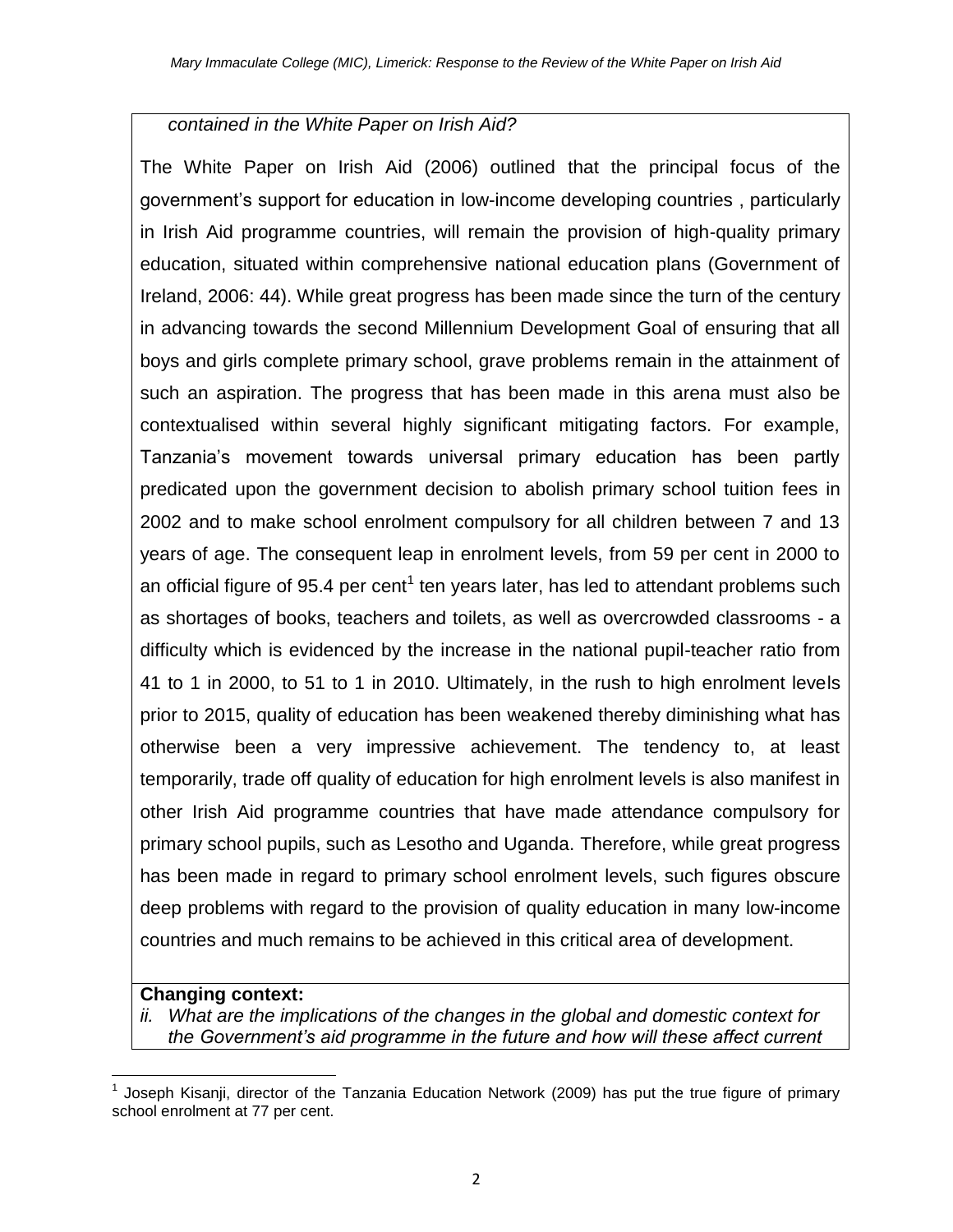*contained in the White Paper on Irish Aid?*

The White Paper on Irish Aid (2006) outlined that the principal focus of the government's support for education in low-income developing countries , particularly in Irish Aid programme countries, will remain the provision of high-quality primary education, situated within comprehensive national education plans (Government of Ireland, 2006: 44). While great progress has been made since the turn of the century in advancing towards the second Millennium Development Goal of ensuring that all boys and girls complete primary school, grave problems remain in the attainment of such an aspiration. The progress that has been made in this arena must also be contextualised within several highly significant mitigating factors. For example, Tanzania's movement towards universal primary education has been partly predicated upon the government decision to abolish primary school tuition fees in 2002 and to make school enrolment compulsory for all children between 7 and 13 years of age. The consequent leap in enrolment levels, from 59 per cent in 2000 to an official figure of 95.4 per cent[1] ten years later, has led to attendant problems such as shortages of books, teachers and toilets, as well as overcrowded classrooms - a difficulty which is evidenced by the increase in the national pupil-teacher ratio from 41 to 1 in 2000, to 51 to 1 in 2010. Ultimately, in the rush to high enrolment levels prior to 2015, quality of education has been weakened thereby diminishing what has otherwise been a very impressive achievement. The tendency to, at least temporarily, trade off quality of education for high enrolment levels is also manifest in other Irish Aid programme countries that have made attendance compulsory for primary school pupils, such as Lesotho and Uganda. Therefore, while great progress has been made in regard to primary school enrolment levels, such figures obscure deep problems with regard to the provision of quality education in many low-income countries and much remains to be achieved in this critical area of development.

**Changing context:**

*ii. What are the implications of the changes in the global and domestic context for the Government's aid programme in the future and how will these affect current*

[1] Joseph Kisanji, director of the Tanzania Education Network (2009) has put the true figure of primary school enrolment at 77 per cent.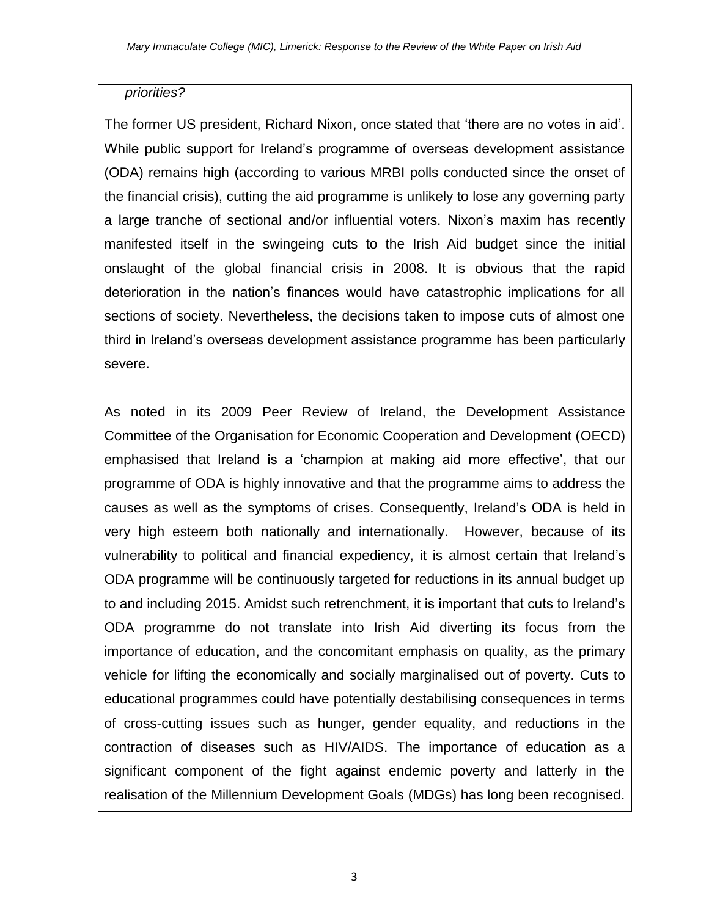*priorities?*

The former US president, Richard Nixon, once stated that 'there are no votes in aid'. While public support for Ireland's programme of overseas development assistance (ODA) remains high (according to various MRBI polls conducted since the onset of the financial crisis), cutting the aid programme is unlikely to lose any governing party a large tranche of sectional and/or influential voters. Nixon's maxim has recently manifested itself in the swingeing cuts to the Irish Aid budget since the initial onslaught of the global financial crisis in 2008. It is obvious that the rapid deterioration in the nation's finances would have catastrophic implications for all sections of society. Nevertheless, the decisions taken to impose cuts of almost one third in Ireland's overseas development assistance programme has been particularly severe.

As noted in its 2009 Peer Review of Ireland, the Development Assistance Committee of the Organisation for Economic Cooperation and Development (OECD) emphasised that Ireland is a 'champion at making aid more effective', that our programme of ODA is highly innovative and that the programme aims to address the causes as well as the symptoms of crises. Consequently, Ireland's ODA is held in very high esteem both nationally and internationally. However, because of its vulnerability to political and financial expediency, it is almost certain that Ireland's ODA programme will be continuously targeted for reductions in its annual budget up to and including 2015. Amidst such retrenchment, it is important that cuts to Ireland's ODA programme do not translate into Irish Aid diverting its focus from the importance of education, and the concomitant emphasis on quality, as the primary vehicle for lifting the economically and socially marginalised out of poverty. Cuts to educational programmes could have potentially destabilising consequences in terms of cross-cutting issues such as hunger, gender equality, and reductions in the contraction of diseases such as HIV/AIDS. The importance of education as a significant component of the fight against endemic poverty and latterly in the realisation of the Millennium Development Goals (MDGs) has long been recognised.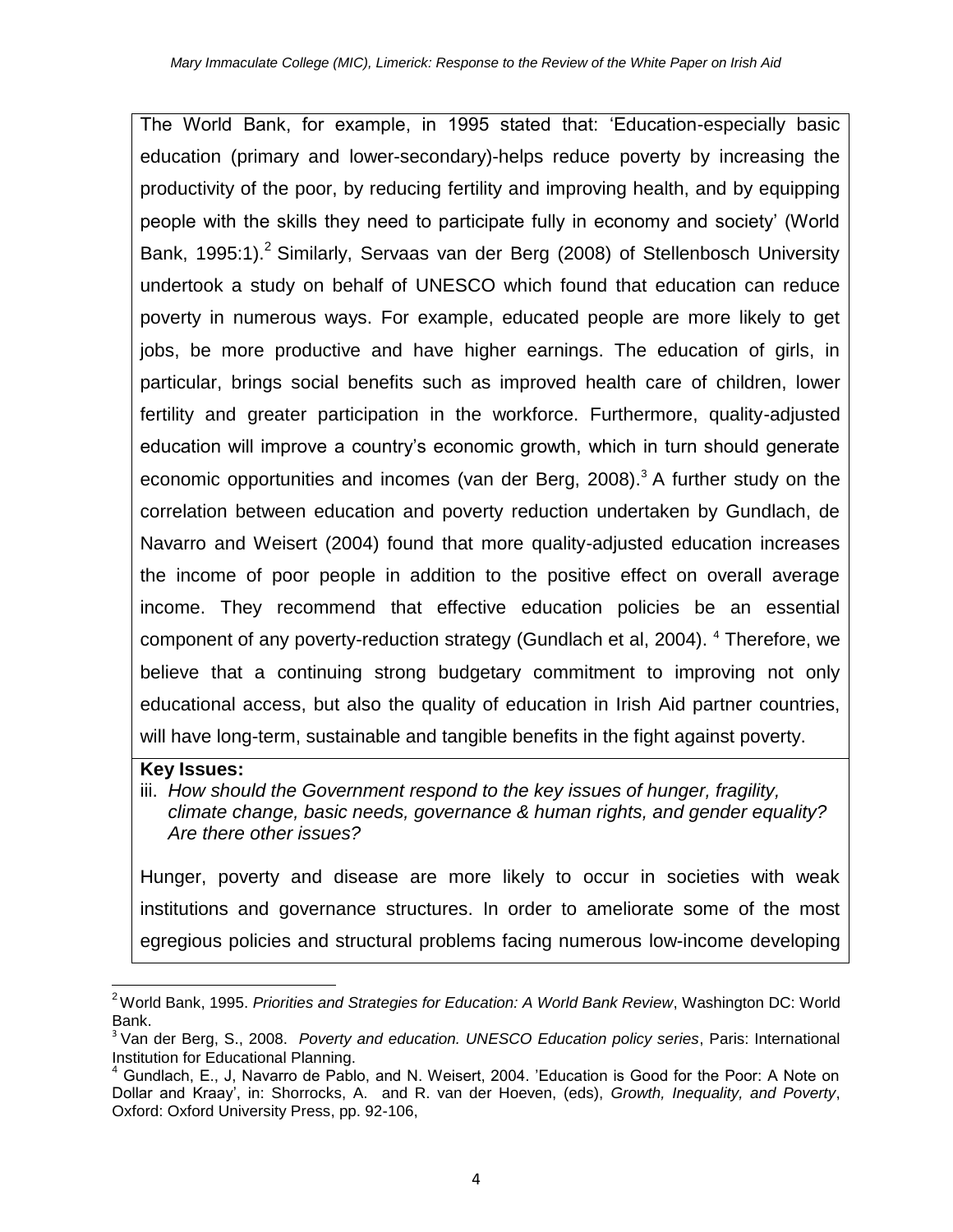The World Bank, for example, in 1995 stated that: 'Education-especially basic education (primary and lower-secondary)-helps reduce poverty by increasing the productivity of the poor, by reducing fertility and improving health, and by equipping people with the skills they need to participate fully in economy and society' (World Bank, 1995:1).[2] Similarly, Servaas van der Berg (2008) of Stellenbosch University undertook a study on behalf of UNESCO which found that education can reduce poverty in numerous ways. For example, educated people are more likely to get jobs, be more productive and have higher earnings. The education of girls, in particular, brings social benefits such as improved health care of children, lower fertility and greater participation in the workforce. Furthermore, quality-adjusted education will improve a country's economic growth, which in turn should generate economic opportunities and incomes (van der Berg, 2008).[3] A further study on the correlation between education and poverty reduction undertaken by Gundlach, de Navarro and Weisert (2004) found that more quality-adjusted education increases the income of poor people in addition to the positive effect on overall average income. They recommend that effective education policies be an essential component of any poverty-reduction strategy (Gundlach et al, 2004).[4] Therefore, we believe that a continuing strong budgetary commitment to improving not only educational access, but also the quality of education in Irish Aid partner countries, will have long-term, sustainable and tangible benefits in the fight against poverty.

**Key Issues:**

iii. *How should the Government respond to the key issues of hunger, fragility, climate change, basic needs, governance & human rights, and gender equality? Are there other issues?*

Hunger, poverty and disease are more likely to occur in societies with weak institutions and governance structures. In order to ameliorate some of the most egregious policies and structural problems facing numerous low-income developing

---

[2] World Bank, 1995. *Priorities and Strategies for Education: A World Bank Review*, Washington DC: World Bank.

[3] Van der Berg, S., 2008. *Poverty and education. UNESCO Education policy series*, Paris: International Institution for Educational Planning.

[4] Gundlach, E., J, Navarro de Pablo, and N. Weisert, 2004. 'Education is Good for the Poor: A Note on Dollar and Kraay', in: Shorrocks, A. and R. van der Hoeven, (eds), *Growth, Inequality, and Poverty*, Oxford: Oxford University Press, pp. 92-106,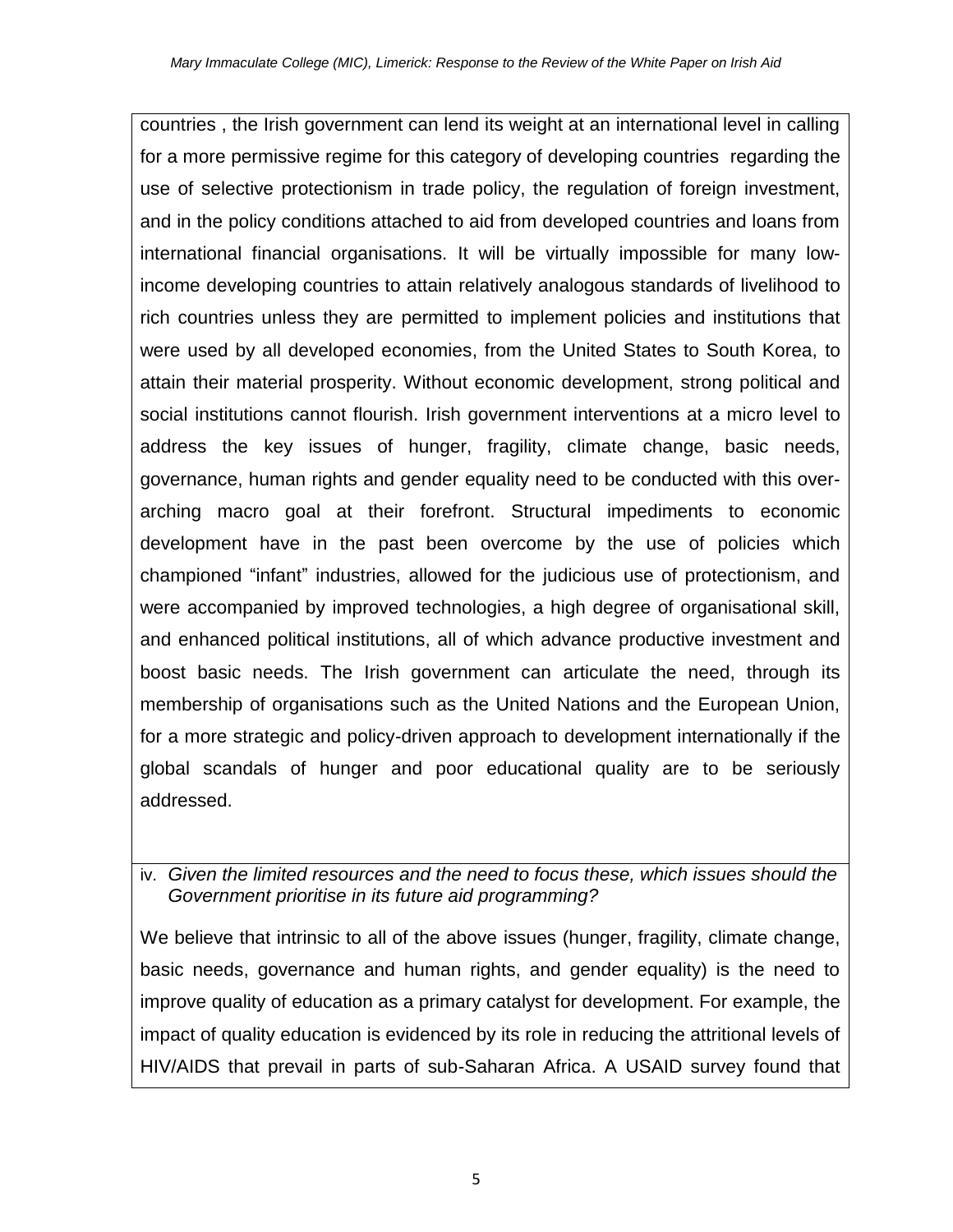countries , the Irish government can lend its weight at an international level in calling for a more permissive regime for this category of developing countries regarding the use of selective protectionism in trade policy, the regulation of foreign investment, and in the policy conditions attached to aid from developed countries and loans from international financial organisations. It will be virtually impossible for many low-income developing countries to attain relatively analogous standards of livelihood to rich countries unless they are permitted to implement policies and institutions that were used by all developed economies, from the United States to South Korea, to attain their material prosperity. Without economic development, strong political and social institutions cannot flourish. Irish government interventions at a micro level to address the key issues of hunger, fragility, climate change, basic needs, governance, human rights and gender equality need to be conducted with this over-arching macro goal at their forefront. Structural impediments to economic development have in the past been overcome by the use of policies which championed "infant" industries, allowed for the judicious use of protectionism, and were accompanied by improved technologies, a high degree of organisational skill, and enhanced political institutions, all of which advance productive investment and boost basic needs. The Irish government can articulate the need, through its membership of organisations such as the United Nations and the European Union, for a more strategic and policy-driven approach to development internationally if the global scandals of hunger and poor educational quality are to be seriously addressed.

iv. *Given the limited resources and the need to focus these, which issues should the Government prioritise in its future aid programming?*

We believe that intrinsic to all of the above issues (hunger, fragility, climate change, basic needs, governance and human rights, and gender equality) is the need to improve quality of education as a primary catalyst for development. For example, the impact of quality education is evidenced by its role in reducing the attritional levels of HIV/AIDS that prevail in parts of sub-Saharan Africa. A USAID survey found that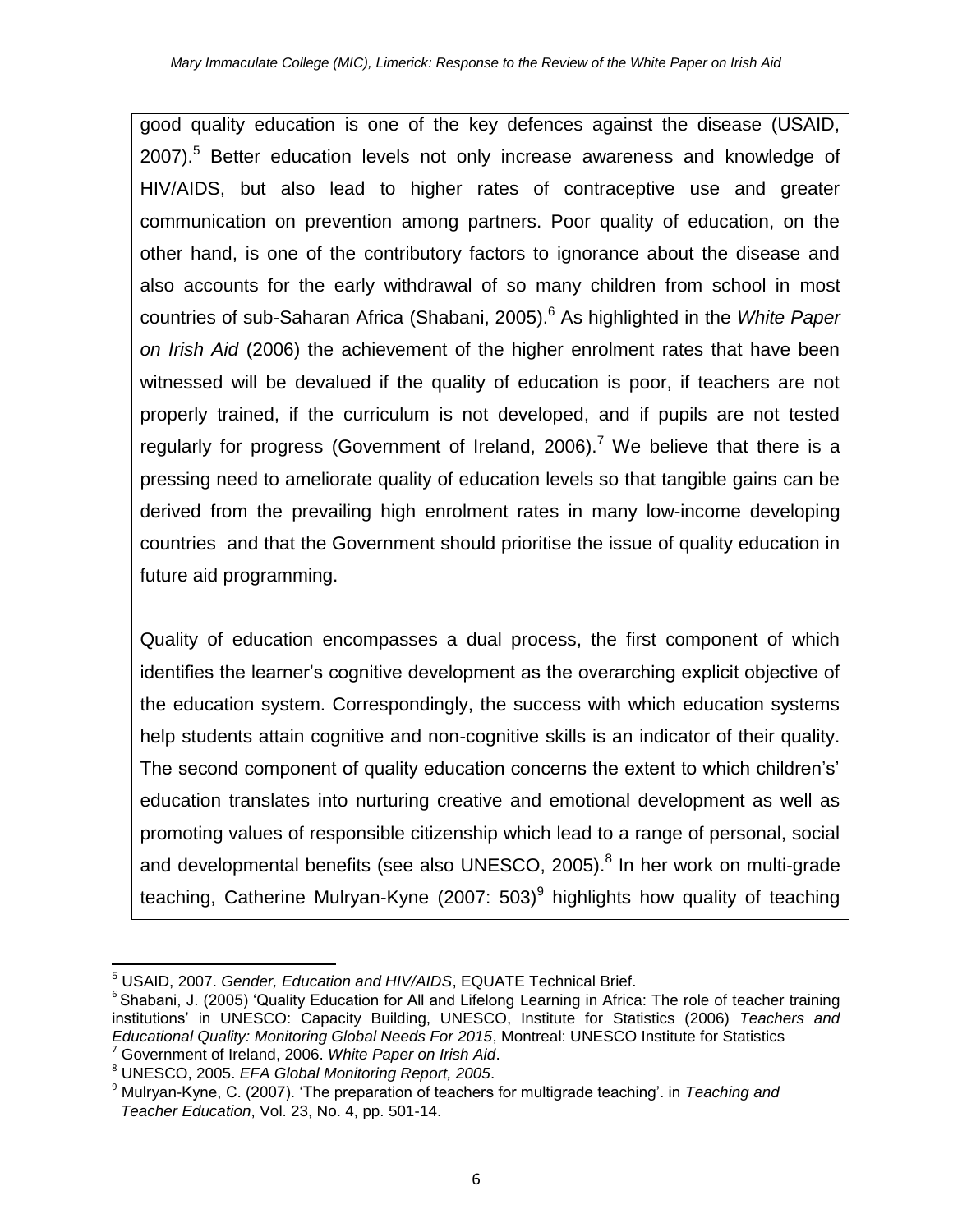good quality education is one of the key defences against the disease (USAID, 2007).[5] Better education levels not only increase awareness and knowledge of HIV/AIDS, but also lead to higher rates of contraceptive use and greater communication on prevention among partners. Poor quality of education, on the other hand, is one of the contributory factors to ignorance about the disease and also accounts for the early withdrawal of so many children from school in most countries of sub-Saharan Africa (Shabani, 2005).[6] As highlighted in the *White Paper on Irish Aid* (2006) the achievement of the higher enrolment rates that have been witnessed will be devalued if the quality of education is poor, if teachers are not properly trained, if the curriculum is not developed, and if pupils are not tested regularly for progress (Government of Ireland, 2006).[7] We believe that there is a pressing need to ameliorate quality of education levels so that tangible gains can be derived from the prevailing high enrolment rates in many low-income developing countries and that the Government should prioritise the issue of quality education in future aid programming.

Quality of education encompasses a dual process, the first component of which identifies the learner's cognitive development as the overarching explicit objective of the education system. Correspondingly, the success with which education systems help students attain cognitive and non-cognitive skills is an indicator of their quality. The second component of quality education concerns the extent to which children's' education translates into nurturing creative and emotional development as well as promoting values of responsible citizenship which lead to a range of personal, social and developmental benefits (see also UNESCO, 2005).[8] In her work on multi-grade teaching, Catherine Mulryan-Kyne (2007: 503)[9] highlights how quality of teaching

---

[5] USAID, 2007. *Gender, Education and HIV/AIDS*, EQUATE Technical Brief.

[6] Shabani, J. (2005) 'Quality Education for All and Lifelong Learning in Africa: The role of teacher training institutions' in UNESCO: Capacity Building, UNESCO, Institute for Statistics (2006) *Teachers and Educational Quality: Monitoring Global Needs For 2015*, Montreal: UNESCO Institute for Statistics

[7] Government of Ireland, 2006. *White Paper on Irish Aid*.

[8] UNESCO, 2005. *EFA Global Monitoring Report, 2005*.

[9] Mulryan-Kyne, C. (2007). 'The preparation of teachers for multigrade teaching'. in *Teaching and Teacher Education*, Vol. 23, No. 4, pp. 501-14.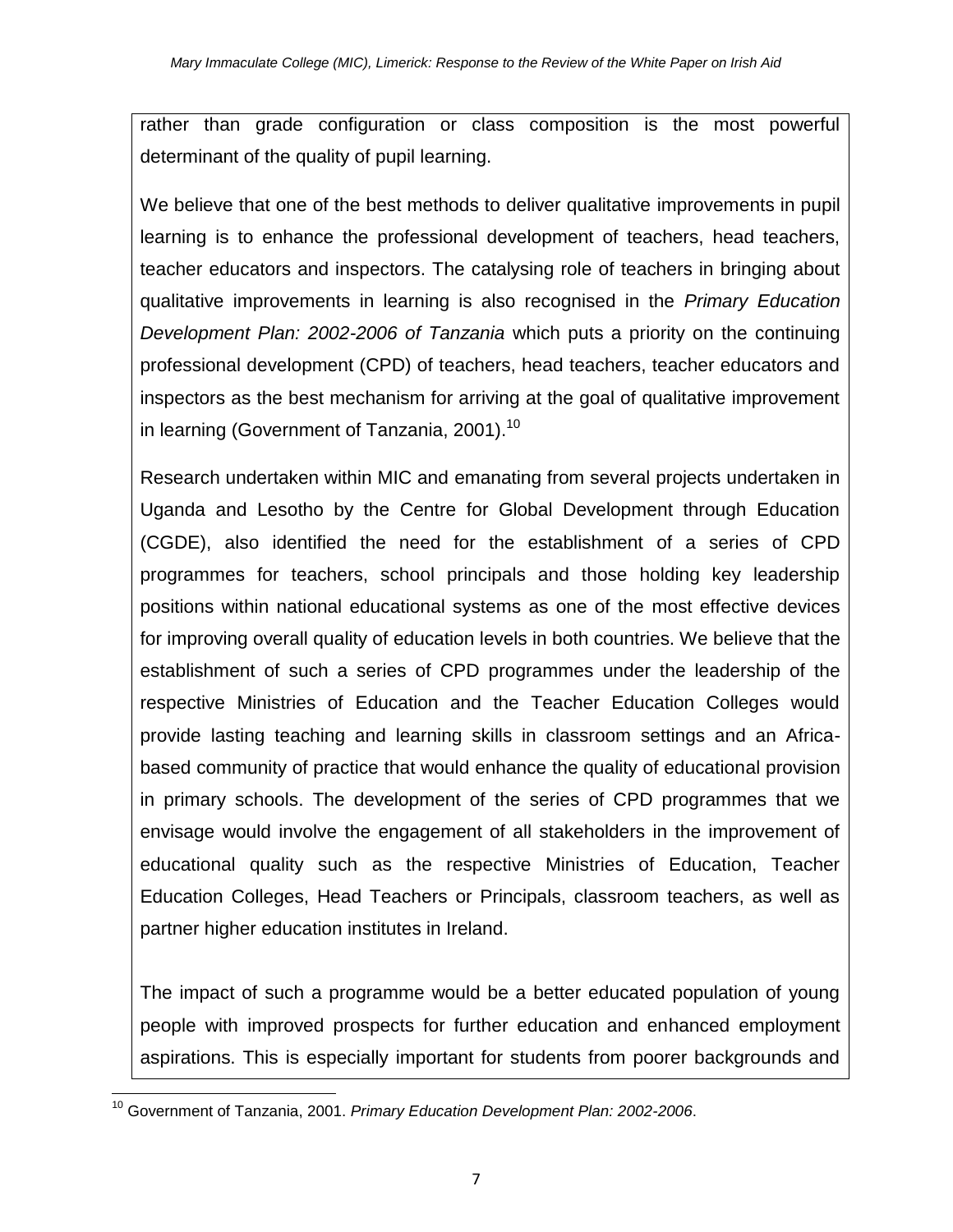rather than grade configuration or class composition is the most powerful determinant of the quality of pupil learning.

We believe that one of the best methods to deliver qualitative improvements in pupil learning is to enhance the professional development of teachers, head teachers, teacher educators and inspectors. The catalysing role of teachers in bringing about qualitative improvements in learning is also recognised in the *Primary Education Development Plan: 2002-2006 of Tanzania* which puts a priority on the continuing professional development (CPD) of teachers, head teachers, teacher educators and inspectors as the best mechanism for arriving at the goal of qualitative improvement in learning (Government of Tanzania, 2001).[10]

Research undertaken within MIC and emanating from several projects undertaken in Uganda and Lesotho by the Centre for Global Development through Education (CGDE), also identified the need for the establishment of a series of CPD programmes for teachers, school principals and those holding key leadership positions within national educational systems as one of the most effective devices for improving overall quality of education levels in both countries. We believe that the establishment of such a series of CPD programmes under the leadership of the respective Ministries of Education and the Teacher Education Colleges would provide lasting teaching and learning skills in classroom settings and an Africa-based community of practice that would enhance the quality of educational provision in primary schools. The development of the series of CPD programmes that we envisage would involve the engagement of all stakeholders in the improvement of educational quality such as the respective Ministries of Education, Teacher Education Colleges, Head Teachers or Principals, classroom teachers, as well as partner higher education institutes in Ireland.

The impact of such a programme would be a better educated population of young people with improved prospects for further education and enhanced employment aspirations. This is especially important for students from poorer backgrounds and

[10] Government of Tanzania, 2001. *Primary Education Development Plan: 2002-2006*.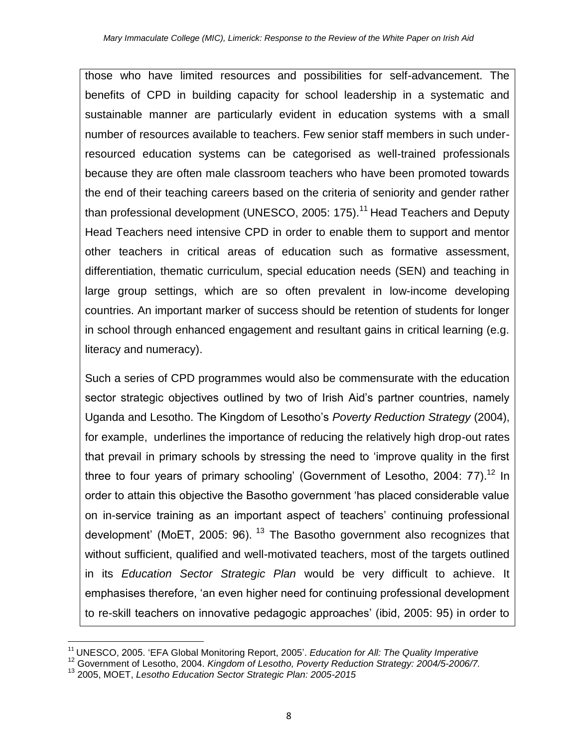those who have limited resources and possibilities for self-advancement. The benefits of CPD in building capacity for school leadership in a systematic and sustainable manner are particularly evident in education systems with a small number of resources available to teachers. Few senior staff members in such under-resourced education systems can be categorised as well-trained professionals because they are often male classroom teachers who have been promoted towards the end of their teaching careers based on the criteria of seniority and gender rather than professional development (UNESCO, 2005: 175).[11] Head Teachers and Deputy Head Teachers need intensive CPD in order to enable them to support and mentor other teachers in critical areas of education such as formative assessment, differentiation, thematic curriculum, special education needs (SEN) and teaching in large group settings, which are so often prevalent in low-income developing countries. An important marker of success should be retention of students for longer in school through enhanced engagement and resultant gains in critical learning (e.g. literacy and numeracy).

Such a series of CPD programmes would also be commensurate with the education sector strategic objectives outlined by two of Irish Aid's partner countries, namely Uganda and Lesotho. The Kingdom of Lesotho's *Poverty Reduction Strategy* (2004), for example, underlines the importance of reducing the relatively high drop-out rates that prevail in primary schools by stressing the need to 'improve quality in the first three to four years of primary schooling' (Government of Lesotho, 2004: 77).[12] In order to attain this objective the Basotho government 'has placed considerable value on in-service training as an important aspect of teachers' continuing professional development' (MoET, 2005: 96).[13] The Basotho government also recognizes that without sufficient, qualified and well-motivated teachers, most of the targets outlined in its *Education Sector Strategic Plan* would be very difficult to achieve. It emphasises therefore, 'an even higher need for continuing professional development to re-skill teachers on innovative pedagogic approaches' (ibid, 2005: 95) in order to

---

[11] UNESCO, 2005. 'EFA Global Monitoring Report, 2005'. *Education for All: The Quality Imperative*

[12] Government of Lesotho, 2004. *Kingdom of Lesotho, Poverty Reduction Strategy: 2004/5-2006/7.*

[13] 2005, MOET, *Lesotho Education Sector Strategic Plan: 2005-2015*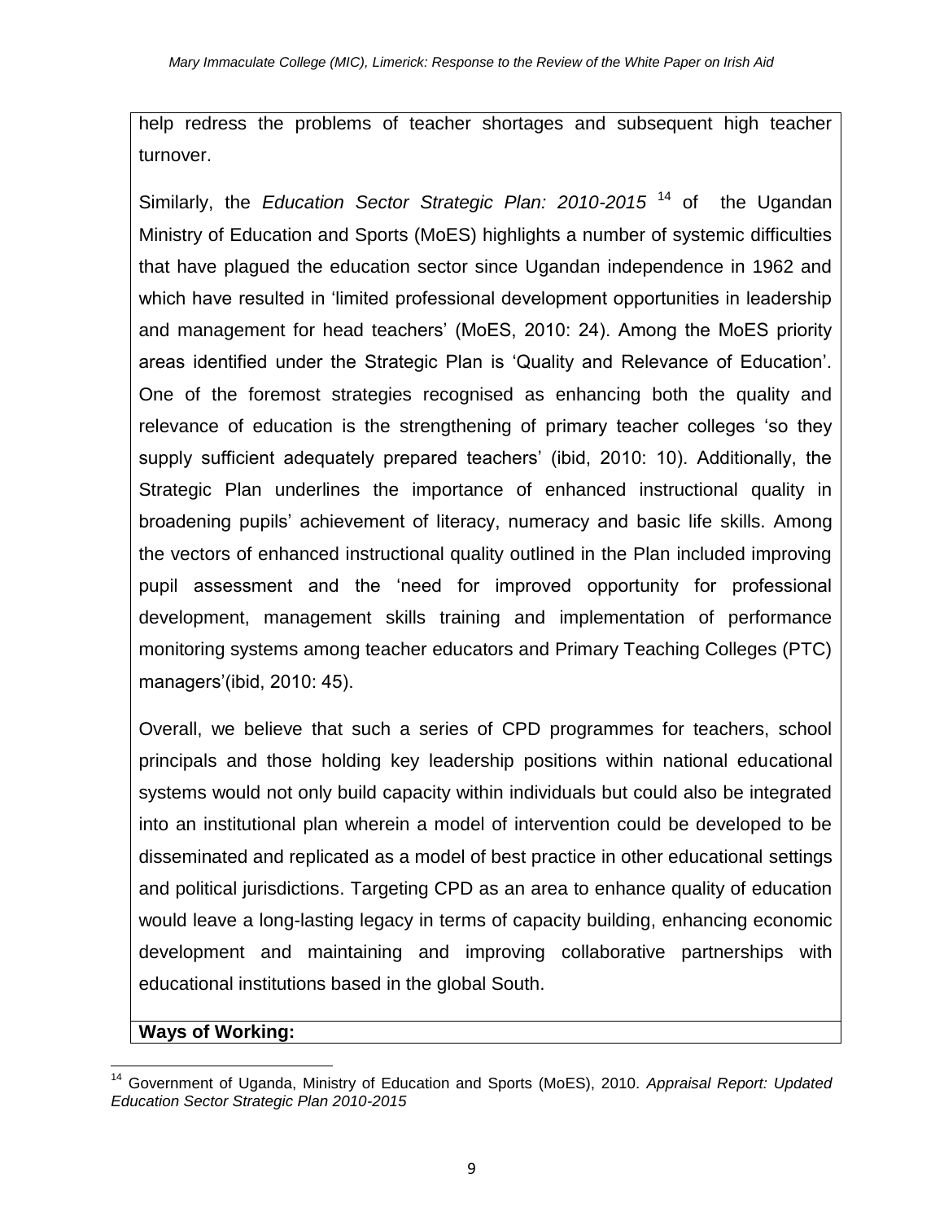help redress the problems of teacher shortages and subsequent high teacher turnover.

Similarly, the *Education Sector Strategic Plan: 2010-2015* [14] of the Ugandan Ministry of Education and Sports (MoES) highlights a number of systemic difficulties that have plagued the education sector since Ugandan independence in 1962 and which have resulted in 'limited professional development opportunities in leadership and management for head teachers' (MoES, 2010: 24). Among the MoES priority areas identified under the Strategic Plan is 'Quality and Relevance of Education'. One of the foremost strategies recognised as enhancing both the quality and relevance of education is the strengthening of primary teacher colleges 'so they supply sufficient adequately prepared teachers' (ibid, 2010: 10). Additionally, the Strategic Plan underlines the importance of enhanced instructional quality in broadening pupils' achievement of literacy, numeracy and basic life skills. Among the vectors of enhanced instructional quality outlined in the Plan included improving pupil assessment and the 'need for improved opportunity for professional development, management skills training and implementation of performance monitoring systems among teacher educators and Primary Teaching Colleges (PTC) managers'(ibid, 2010: 45).

Overall, we believe that such a series of CPD programmes for teachers, school principals and those holding key leadership positions within national educational systems would not only build capacity within individuals but could also be integrated into an institutional plan wherein a model of intervention could be developed to be disseminated and replicated as a model of best practice in other educational settings and political jurisdictions. Targeting CPD as an area to enhance quality of education would leave a long-lasting legacy in terms of capacity building, enhancing economic development and maintaining and improving collaborative partnerships with educational institutions based in the global South.

**Ways of Working:**

[14] Government of Uganda, Ministry of Education and Sports (MoES), 2010. *Appraisal Report: Updated Education Sector Strategic Plan 2010-2015*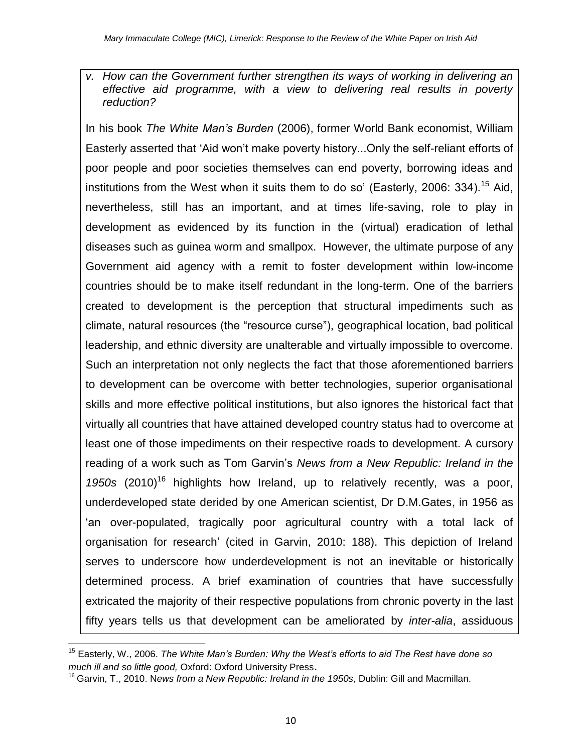*v. How can the Government further strengthen its ways of working in delivering an effective aid programme, with a view to delivering real results in poverty reduction?*

In his book *The White Man's Burden* (2006), former World Bank economist, William Easterly asserted that 'Aid won't make poverty history...Only the self-reliant efforts of poor people and poor societies themselves can end poverty, borrowing ideas and institutions from the West when it suits them to do so' (Easterly, 2006: 334).[15] Aid, nevertheless, still has an important, and at times life-saving, role to play in development as evidenced by its function in the (virtual) eradication of lethal diseases such as guinea worm and smallpox. However, the ultimate purpose of any Government aid agency with a remit to foster development within low-income countries should be to make itself redundant in the long-term. One of the barriers created to development is the perception that structural impediments such as climate, natural resources (the "resource curse"), geographical location, bad political leadership, and ethnic diversity are unalterable and virtually impossible to overcome. Such an interpretation not only neglects the fact that those aforementioned barriers to development can be overcome with better technologies, superior organisational skills and more effective political institutions, but also ignores the historical fact that virtually all countries that have attained developed country status had to overcome at least one of those impediments on their respective roads to development. A cursory reading of a work such as Tom Garvin's *News from a New Republic: Ireland in the 1950s* (2010)[16] highlights how Ireland, up to relatively recently, was a poor, underdeveloped state derided by one American scientist, Dr D.M.Gates, in 1956 as 'an over-populated, tragically poor agricultural country with a total lack of organisation for research' (cited in Garvin, 2010: 188). This depiction of Ireland serves to underscore how underdevelopment is not an inevitable or historically determined process. A brief examination of countries that have successfully extricated the majority of their respective populations from chronic poverty in the last fifty years tells us that development can be ameliorated by *inter-alia*, assiduous

---

[15] Easterly, W., 2006. *The White Man's Burden: Why the West's efforts to aid The Rest have done so much ill and so little good,* Oxford: Oxford University Press.

[16] Garvin, T., 2010. N*ews from a New Republic: Ireland in the 1950s*, Dublin: Gill and Macmillan.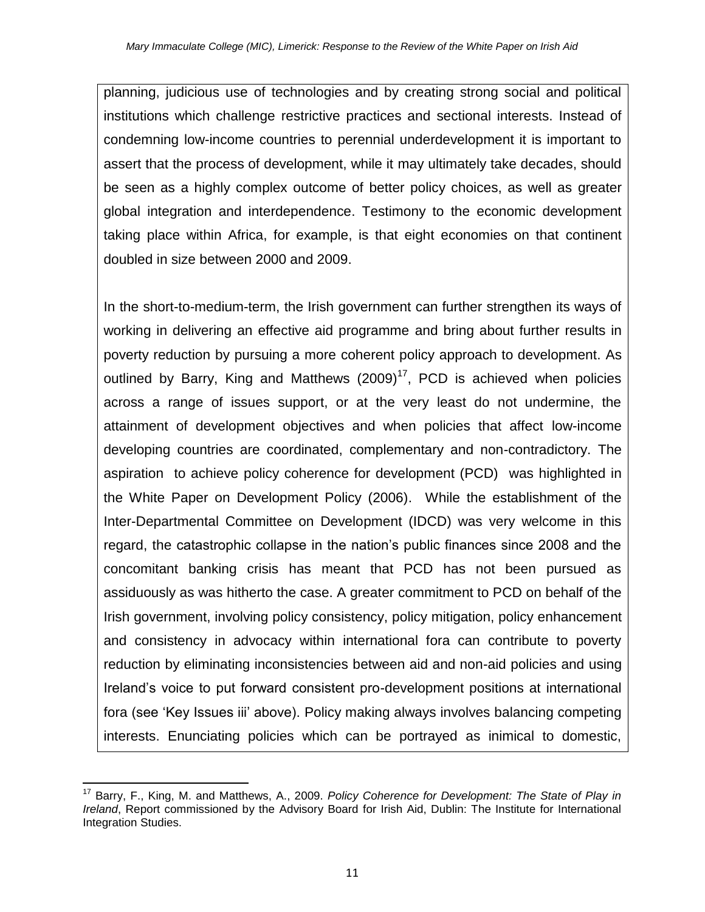planning, judicious use of technologies and by creating strong social and political institutions which challenge restrictive practices and sectional interests. Instead of condemning low-income countries to perennial underdevelopment it is important to assert that the process of development, while it may ultimately take decades, should be seen as a highly complex outcome of better policy choices, as well as greater global integration and interdependence. Testimony to the economic development taking place within Africa, for example, is that eight economies on that continent doubled in size between 2000 and 2009.

In the short-to-medium-term, the Irish government can further strengthen its ways of working in delivering an effective aid programme and bring about further results in poverty reduction by pursuing a more coherent policy approach to development. As outlined by Barry, King and Matthews (2009)[17], PCD is achieved when policies across a range of issues support, or at the very least do not undermine, the attainment of development objectives and when policies that affect low-income developing countries are coordinated, complementary and non-contradictory. The aspiration to achieve policy coherence for development (PCD) was highlighted in the White Paper on Development Policy (2006). While the establishment of the Inter-Departmental Committee on Development (IDCD) was very welcome in this regard, the catastrophic collapse in the nation's public finances since 2008 and the concomitant banking crisis has meant that PCD has not been pursued as assiduously as was hitherto the case. A greater commitment to PCD on behalf of the Irish government, involving policy consistency, policy mitigation, policy enhancement and consistency in advocacy within international fora can contribute to poverty reduction by eliminating inconsistencies between aid and non-aid policies and using Ireland's voice to put forward consistent pro-development positions at international fora (see 'Key Issues iii' above). Policy making always involves balancing competing interests. Enunciating policies which can be portrayed as inimical to domestic,

---

[17] Barry, F., King, M. and Matthews, A., 2009. *Policy Coherence for Development: The State of Play in Ireland*, Report commissioned by the Advisory Board for Irish Aid, Dublin: The Institute for International Integration Studies.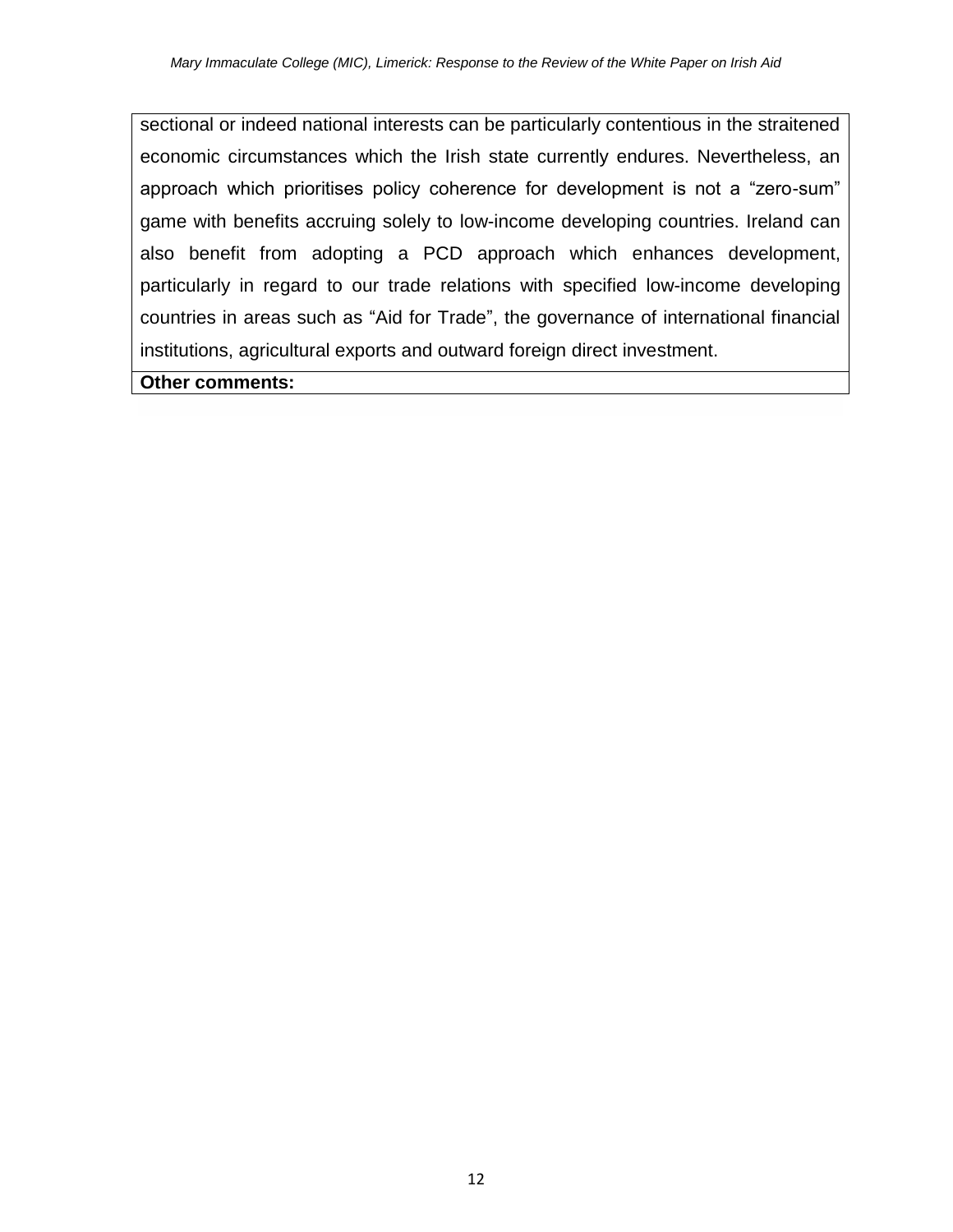| |
|---|
| sectional or indeed national interests can be particularly contentious in the straitened economic circumstances which the Irish state currently endures. Nevertheless, an approach which prioritises policy coherence for development is not a "zero-sum" game with benefits accruing solely to low-income developing countries. Ireland can also benefit from adopting a PCD approach which enhances development, particularly in regard to our trade relations with specified low-income developing countries in areas such as "Aid for Trade", the governance of international financial institutions, agricultural exports and outward foreign direct investment. |
| **Other comments:** |